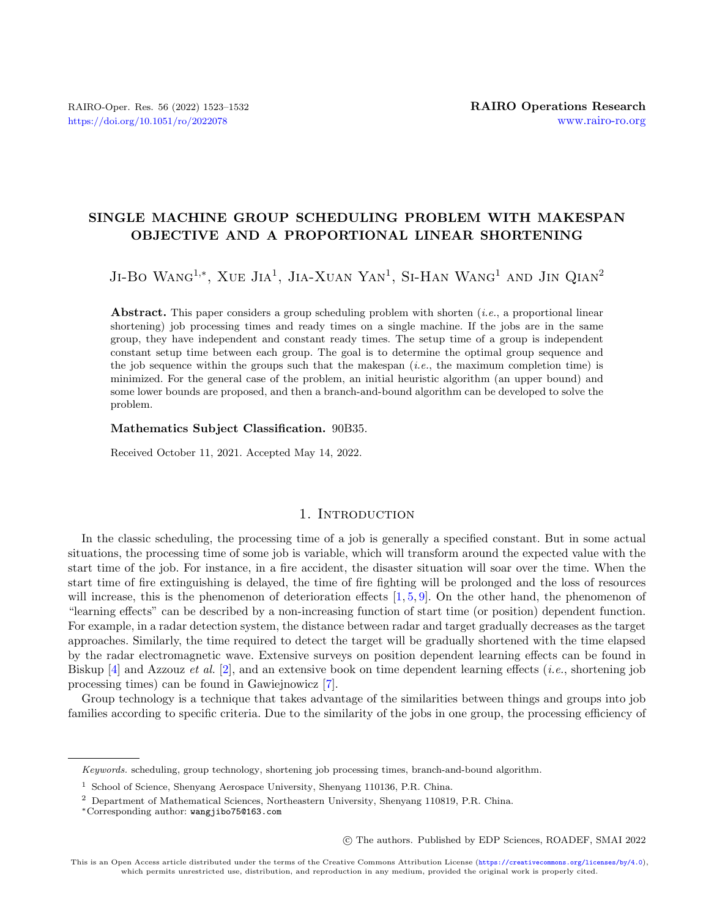# SINGLE MACHINE GROUP SCHEDULING PROBLEM WITH MAKESPAN OBJECTIVE AND A PROPORTIONAL LINEAR SHORTENING

Ji-Bo Wang[1,*], Xue Jia[1], Jia-Xuan Yan[1], Si-Han Wang[1] and Jin Qian[2]

**Abstract.** This paper considers a group scheduling problem with shorten (*i.e.*, a proportional linear shortening) job processing times and ready times on a single machine. If the jobs are in the same group, they have independent and constant ready times. The setup time of a group is independent constant setup time between each group. The goal is to determine the optimal group sequence and the job sequence within the groups such that the makespan (*i.e.*, the maximum completion time) is minimized. For the general case of the problem, an initial heuristic algorithm (an upper bound) and some lower bounds are proposed, and then a branch-and-bound algorithm can be developed to solve the problem.

**Mathematics Subject Classification.** 90B35.

Received October 11, 2021. Accepted May 14, 2022.

## 1. Introduction

In the classic scheduling, the processing time of a job is generally a specified constant. But in some actual situations, the processing time of some job is variable, which will transform around the expected value with the start time of the job. For instance, in a fire accident, the disaster situation will soar over the time. When the start time of fire extinguishing is delayed, the time of fire fighting will be prolonged and the loss of resources will increase, this is the phenomenon of deterioration effects [1, 5, 9]. On the other hand, the phenomenon of "learning effects" can be described by a non-increasing function of start time (or position) dependent function. For example, in a radar detection system, the distance between radar and target gradually decreases as the target approaches. Similarly, the time required to detect the target will be gradually shortened with the time elapsed by the radar electromagnetic wave. Extensive surveys on position dependent learning effects can be found in Biskup [4] and Azzouz *et al.* [2], and an extensive book on time dependent learning effects (*i.e.*, shortening job processing times) can be found in Gawiejnowicz [7].

Group technology is a technique that takes advantage of the similarities between things and groups into job families according to specific criteria. Due to the similarity of the jobs in one group, the processing efficiency of

---

*Keywords.* scheduling, group technology, shortening job processing times, branch-and-bound algorithm.

[1] School of Science, Shenyang Aerospace University, Shenyang 110136, P.R. China.

[2] Department of Mathematical Sciences, Northeastern University, Shenyang 110819, P.R. China.

*Corresponding author: wangjibo75@163.com

© The authors. Published by EDP Sciences, ROADEF, SMAI 2022

This is an Open Access article distributed under the terms of the Creative Commons Attribution License (https://creativecommons.org/licenses/by/4.0), which permits unrestricted use, distribution, and reproduction in any medium, provided the original work is properly cited.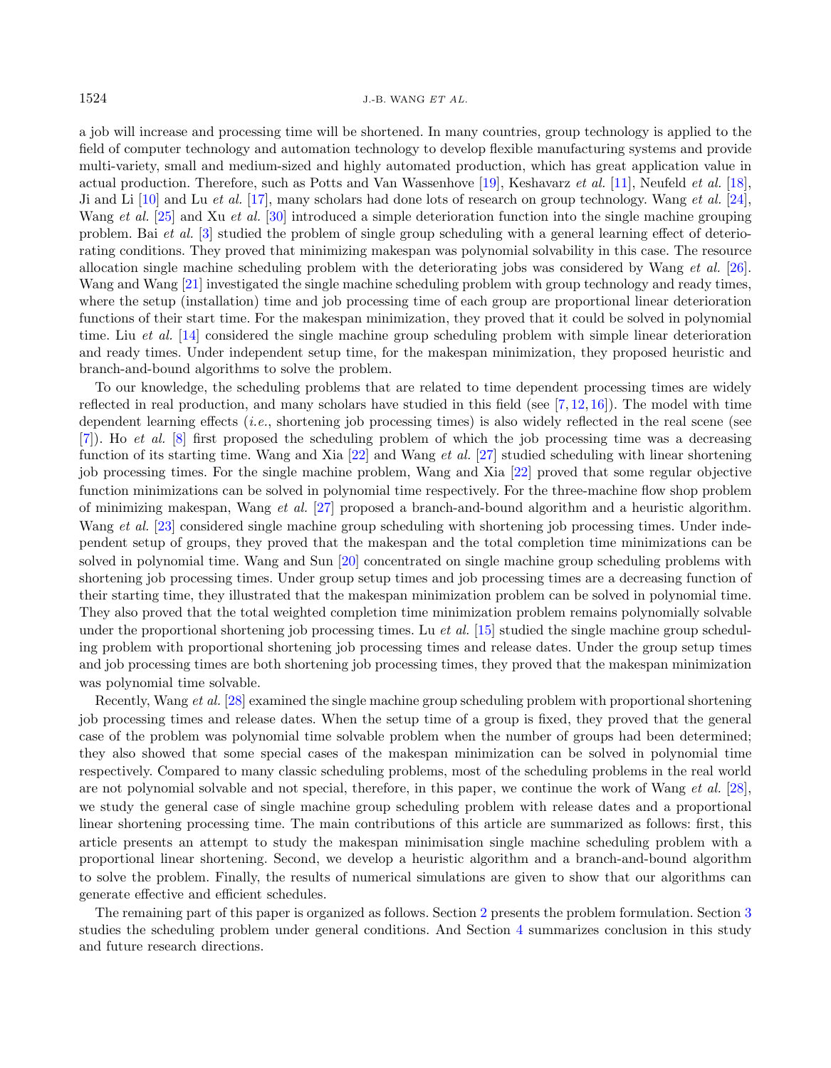a job will increase and processing time will be shortened. In many countries, group technology is applied to the field of computer technology and automation technology to develop flexible manufacturing systems and provide multi-variety, small and medium-sized and highly automated production, which has great application value in actual production. Therefore, such as Potts and Van Wassenhove [19], Keshavarz *et al.* [11], Neufeld *et al.* [18], Ji and Li [10] and Lu *et al.* [17], many scholars had done lots of research on group technology. Wang *et al.* [24], Wang *et al.* [25] and Xu *et al.* [30] introduced a simple deterioration function into the single machine grouping problem. Bai *et al.* [3] studied the problem of single group scheduling with a general learning effect of deteriorating conditions. They proved that minimizing makespan was polynomial solvability in this case. The resource allocation single machine scheduling problem with the deteriorating jobs was considered by Wang *et al.* [26]. Wang and Wang [21] investigated the single machine scheduling problem with group technology and ready times, where the setup (installation) time and job processing time of each group are proportional linear deterioration functions of their start time. For the makespan minimization, they proved that it could be solved in polynomial time. Liu *et al.* [14] considered the single machine group scheduling problem with simple linear deterioration and ready times. Under independent setup time, for the makespan minimization, they proposed heuristic and branch-and-bound algorithms to solve the problem.

To our knowledge, the scheduling problems that are related to time dependent processing times are widely reflected in real production, and many scholars have studied in this field (see [7, 12, 16]). The model with time dependent learning effects (*i.e.*, shortening job processing times) is also widely reflected in the real scene (see [7]). Ho *et al.* [8] first proposed the scheduling problem of which the job processing time was a decreasing function of its starting time. Wang and Xia [22] and Wang *et al.* [27] studied scheduling with linear shortening job processing times. For the single machine problem, Wang and Xia [22] proved that some regular objective function minimizations can be solved in polynomial time respectively. For the three-machine flow shop problem of minimizing makespan, Wang *et al.* [27] proposed a branch-and-bound algorithm and a heuristic algorithm. Wang *et al.* [23] considered single machine group scheduling with shortening job processing times. Under independent setup of groups, they proved that the makespan and the total completion time minimizations can be solved in polynomial time. Wang and Sun [20] concentrated on single machine group scheduling problems with shortening job processing times. Under group setup times and job processing times are a decreasing function of their starting time, they illustrated that the makespan minimization problem can be solved in polynomial time. They also proved that the total weighted completion time minimization problem remains polynomially solvable under the proportional shortening job processing times. Lu *et al.* [15] studied the single machine group scheduling problem with proportional shortening job processing times and release dates. Under the group setup times and job processing times are both shortening job processing times, they proved that the makespan minimization was polynomial time solvable.

Recently, Wang *et al.* [28] examined the single machine group scheduling problem with proportional shortening job processing times and release dates. When the setup time of a group is fixed, they proved that the general case of the problem was polynomial time solvable problem when the number of groups had been determined; they also showed that some special cases of the makespan minimization can be solved in polynomial time respectively. Compared to many classic scheduling problems, most of the scheduling problems in the real world are not polynomial solvable and not special, therefore, in this paper, we continue the work of Wang *et al.* [28], we study the general case of single machine group scheduling problem with release dates and a proportional linear shortening processing time. The main contributions of this article are summarized as follows: first, this article presents an attempt to study the makespan minimisation single machine scheduling problem with a proportional linear shortening. Second, we develop a heuristic algorithm and a branch-and-bound algorithm to solve the problem. Finally, the results of numerical simulations are given to show that our algorithms can generate effective and efficient schedules.

The remaining part of this paper is organized as follows. Section 2 presents the problem formulation. Section 3 studies the scheduling problem under general conditions. And Section 4 summarizes conclusion in this study and future research directions.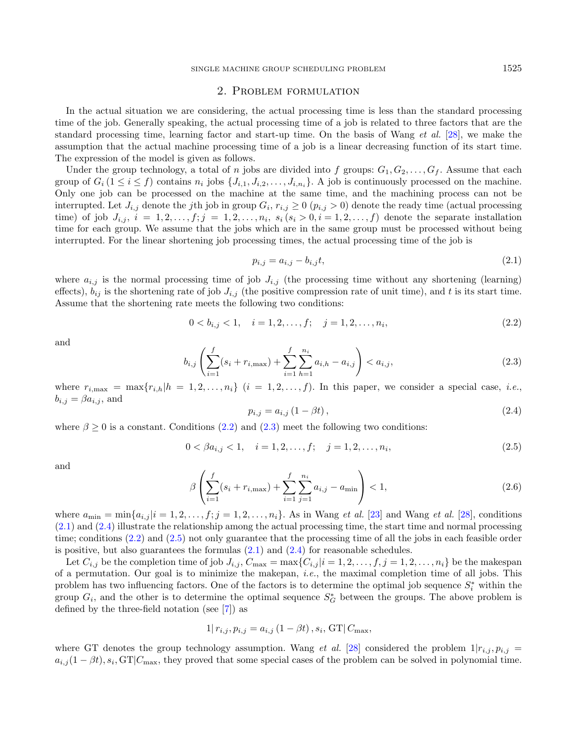## 2. Problem formulation

In the actual situation we are considering, the actual processing time is less than the standard processing time of the job. Generally speaking, the actual processing time of a job is related to three factors that are the standard processing time, learning factor and start-up time. On the basis of Wang *et al.* [28], we make the assumption that the actual machine processing time of a job is a linear decreasing function of its start time. The expression of the model is given as follows.

Under the group technology, a total of $n$ jobs are divided into $f$ groups: $G_1, G_2, \ldots, G_f$. Assume that each group of $G_i \, (1 \leq i \leq f)$ contains $n_i$ jobs $\{J_{i,1}, J_{i,2}, \ldots, J_{i,n_i}\}$. A job is continuously processed on the machine. Only one job can be processed on the machine at the same time, and the machining process can not be interrupted. Let $J_{i,j}$ denote the $j$th job in group $G_i$, $r_{i,j} \geq 0$ ($p_{i,j} > 0$) denote the ready time (actual processing time) of job $J_{i,j}$, $i = 1, 2, \ldots, f; j = 1, 2, \ldots, n_i$, $s_i \, (s_i > 0, i = 1, 2, \ldots, f)$ denote the separate installation time for each group. We assume that the jobs which are in the same group must be processed without being interrupted. For the linear shortening job processing times, the actual processing time of the job is

$$p_{i,j} = a_{i,j} - b_{i,j} t, \tag{2.1}$$

where $a_{i,j}$ is the normal processing time of job $J_{i,j}$ (the processing time without any shortening (learning) effects), $b_{ij}$ is the shortening rate of job $J_{i,j}$ (the positive compression rate of unit time), and $t$ is its start time. Assume that the shortening rate meets the following two conditions:

$$0 < b_{i,j} < 1, \quad i = 1, 2, \ldots, f; \quad j = 1, 2, \ldots, n_i, \tag{2.2}$$

and

$$b_{i,j} \left( \sum_{i=1}^{f} (s_i + r_{i,\max}) + \sum_{i=1}^{f} \sum_{h=1}^{n_i} a_{i,h} - a_{i,j} \right) < a_{i,j}, \tag{2.3}$$

where $r_{i,\max} = \max\{r_{i,h} | h = 1, 2, \ldots, n_i\}$ $(i = 1, 2, \ldots, f)$. In this paper, we consider a special case, *i.e.*, $b_{i,j} = \beta a_{i,j}$, and

$$p_{i,j} = a_{i,j} \left(1 - \beta t\right), \tag{2.4}$$

where $\beta \geq 0$ is a constant. Conditions (2.2) and (2.3) meet the following two conditions:

$$0 < \beta a_{i,j} < 1, \quad i = 1, 2, \ldots, f; \quad j = 1, 2, \ldots, n_i, \tag{2.5}$$

and

$$\beta \left( \sum_{i=1}^{f} (s_i + r_{i,\max}) + \sum_{i=1}^{f} \sum_{j=1}^{n_i} a_{i,j} - a_{\min} \right) < 1, \tag{2.6}$$

where $a_{\min} = \min\{a_{i,j} | i = 1, 2, \ldots, f; j = 1, 2, \ldots, n_i\}$. As in Wang *et al.* [23] and Wang *et al.* [28], conditions (2.1) and (2.4) illustrate the relationship among the actual processing time, the start time and normal processing time; conditions (2.2) and (2.5) not only guarantee that the processing time of all the jobs in each feasible order is positive, but also guarantees the formulas (2.1) and (2.4) for reasonable schedules.

Let $C_{i,j}$ be the completion time of job $J_{i,j}$, $C_{\max} = \max\{C_{i,j} | i = 1, 2, \ldots, f, j = 1, 2, \ldots, n_i\}$ be the makespan of a permutation. Our goal is to minimize the makepan, *i.e.*, the maximal completion time of all jobs. This problem has two influencing factors. One of the factors is to determine the optimal job sequence $S_i^*$ within the group $G_i$, and the other is to determine the optimal sequence $S_G^*$ between the groups. The above problem is defined by the three-field notation (see [7]) as

$$1 | \, r_{i,j}, p_{i,j} = a_{i,j} \left(1 - \beta t\right), s_i, \mathrm{GT} | \, C_{\max},$$

where GT denotes the group technology assumption. Wang *et al.* [28] considered the problem $1|r_{i,j}, p_{i,j} = a_{i,j}(1 - \beta t), s_i, \mathrm{GT}|C_{\max}$, they proved that some special cases of the problem can be solved in polynomial time.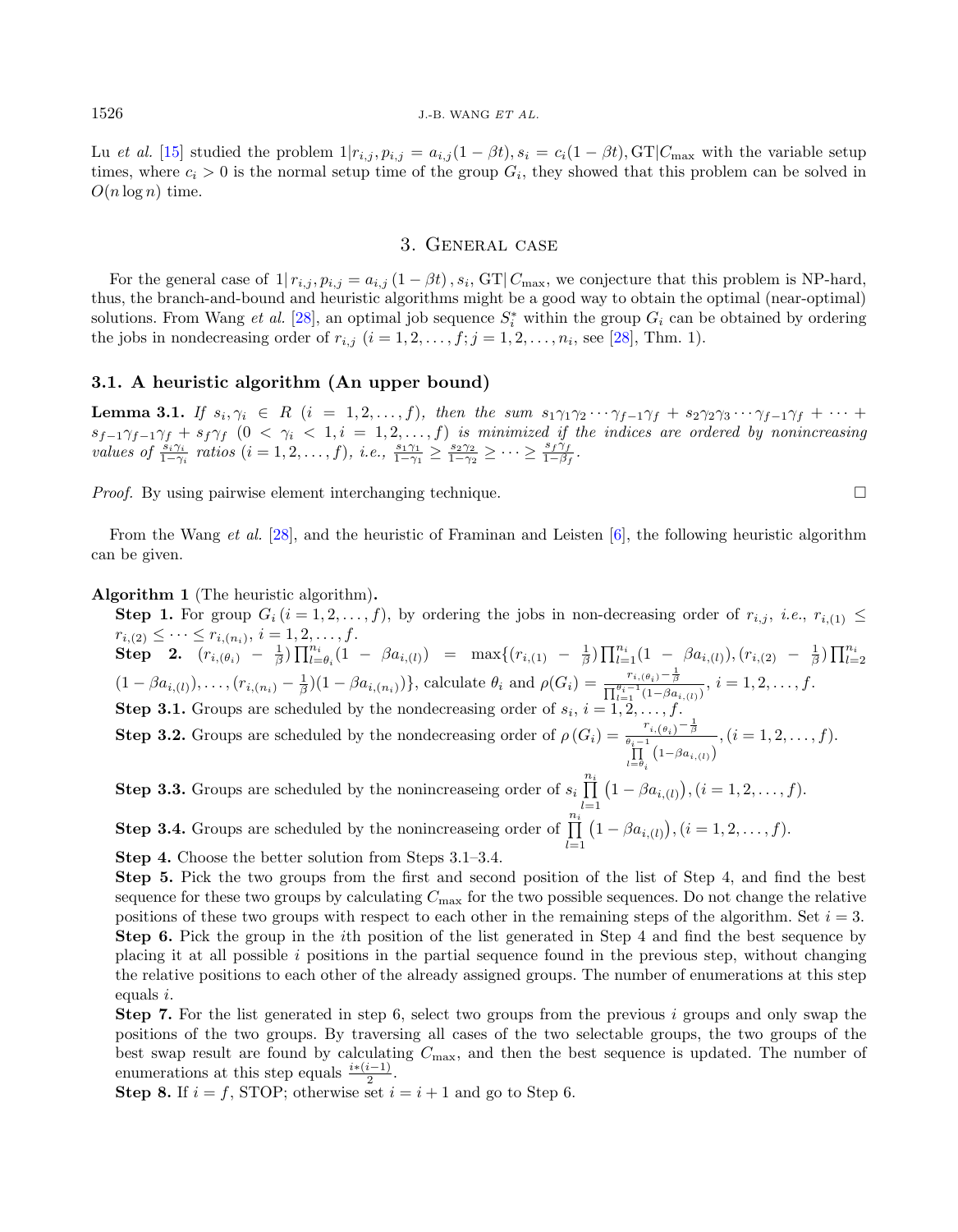Lu *et al.* [15] studied the problem $1|r_{i,j}, p_{i,j} = a_{i,j}(1-\beta t), s_i = c_i(1-\beta t), \mathrm{GT}|C_{\max}$ with the variable setup times, where $c_i > 0$ is the normal setup time of the group $G_i$, they showed that this problem can be solved in $O(n \log n)$ time.

## 3. General case

For the general case of $1|\, r_{i,j}, p_{i,j} = a_{i,j}\,(1-\beta t)\,, s_i, \mathrm{GT}|\, C_{\max}$, we conjecture that this problem is NP-hard, thus, the branch-and-bound and heuristic algorithms might be a good way to obtain the optimal (near-optimal) solutions. From Wang *et al.* [28], an optimal job sequence $S_i^*$ within the group $G_i$ can be obtained by ordering the jobs in nondecreasing order of $r_{i,j}$ $(i = 1, 2, \ldots, f; j = 1, 2, \ldots, n_i$, see [28], Thm. 1).

### 3.1. A heuristic algorithm (An upper bound)

**Lemma 3.1.** *If $s_i, \gamma_i \in R$ $(i = 1, 2, \ldots, f)$, then the sum $s_1\gamma_1\gamma_2\cdots\gamma_{f-1}\gamma_f + s_2\gamma_2\gamma_3\cdots\gamma_{f-1}\gamma_f + \cdots + s_{f-1}\gamma_{f-1}\gamma_f + s_f\gamma_f$ $(0 < \gamma_i < 1, i = 1, 2, \ldots, f)$ is minimized if the indices are ordered by nonincreasing values of $\frac{s_i\gamma_i}{1-\gamma_i}$ ratios $(i = 1, 2, \ldots, f)$, i.e., $\frac{s_1\gamma_1}{1-\gamma_1} \geq \frac{s_2\gamma_2}{1-\gamma_2} \geq \cdots \geq \frac{s_f\gamma_f}{1-\beta_f}$.*

*Proof.* By using pairwise element interchanging technique. □

From the Wang *et al.* [28], and the heuristic of Framinan and Leisten [6], the following heuristic algorithm can be given.

**Algorithm 1** (The heuristic algorithm)**.**

**Step 1.** For group $G_i\,(i = 1, 2, \ldots, f)$, by ordering the jobs in non-decreasing order of $r_{i,j}$, *i.e.*, $r_{i,(1)} \leq r_{i,(2)} \leq \cdots \leq r_{i,(n_i)}$, $i = 1, 2, \ldots, f$.

**Step 2.** $(r_{i,(\theta_i)} - \frac{1}{\beta})\prod_{l=\theta_i}^{n_i}(1 - \beta a_{i,(l)}) = \max\{(r_{i,(1)} - \frac{1}{\beta})\prod_{l=1}^{n_i}(1 - \beta a_{i,(l)}), (r_{i,(2)} - \frac{1}{\beta})\prod_{l=2}^{n_i}(1 - \beta a_{i,(l)}), \ldots, (r_{i,(n_i)} - \frac{1}{\beta})(1 - \beta a_{i,(n_i)})\}$, calculate $\theta_i$ and $\rho(G_i) = \frac{r_{i,(\theta_i)} - \frac{1}{\beta}}{\prod_{l=1}^{\theta_i - 1}(1 - \beta a_{i,(l)})}$, $i = 1, 2, \ldots, f$.

**Step 3.1.** Groups are scheduled by the nondecreasing order of $s_i$, $i = 1, 2, \ldots, f$.

**Step 3.2.** Groups are scheduled by the nondecreasing order of $\rho\,(G_i) = \frac{r_{i,(\theta_i)} - \frac{1}{\beta}}{\prod\limits_{l=\theta_i}^{\theta_i - 1}\left(1 - \beta a_{i,(l)}\right)}, (i = 1, 2, \ldots, f)$.

**Step 3.3.** Groups are scheduled by the nonincreaseing order of $s_i \prod\limits_{l=1}^{n_i}\left(1 - \beta a_{i,(l)}\right), (i = 1, 2, \ldots, f)$.

**Step 3.4.** Groups are scheduled by the nonincreaseing order of $\prod\limits_{l=1}^{n_i}\left(1 - \beta a_{i,(l)}\right), (i = 1, 2, \ldots, f)$.

**Step 4.** Choose the better solution from Steps 3.1–3.4.

**Step 5.** Pick the two groups from the first and second position of the list of Step 4, and find the best sequence for these two groups by calculating $C_{\max}$ for the two possible sequences. Do not change the relative positions of these two groups with respect to each other in the remaining steps of the algorithm. Set $i = 3$.

**Step 6.** Pick the group in the $i$th position of the list generated in Step 4 and find the best sequence by placing it at all possible $i$ positions in the partial sequence found in the previous step, without changing the relative positions to each other of the already assigned groups. The number of enumerations at this step equals $i$.

**Step 7.** For the list generated in step 6, select two groups from the previous $i$ groups and only swap the positions of the two groups. By traversing all cases of the two selectable groups, the two groups of the best swap result are found by calculating $C_{\max}$, and then the best sequence is updated. The number of enumerations at this step equals $\frac{i*(i-1)}{2}$.

**Step 8.** If $i = f$, STOP; otherwise set $i = i + 1$ and go to Step 6.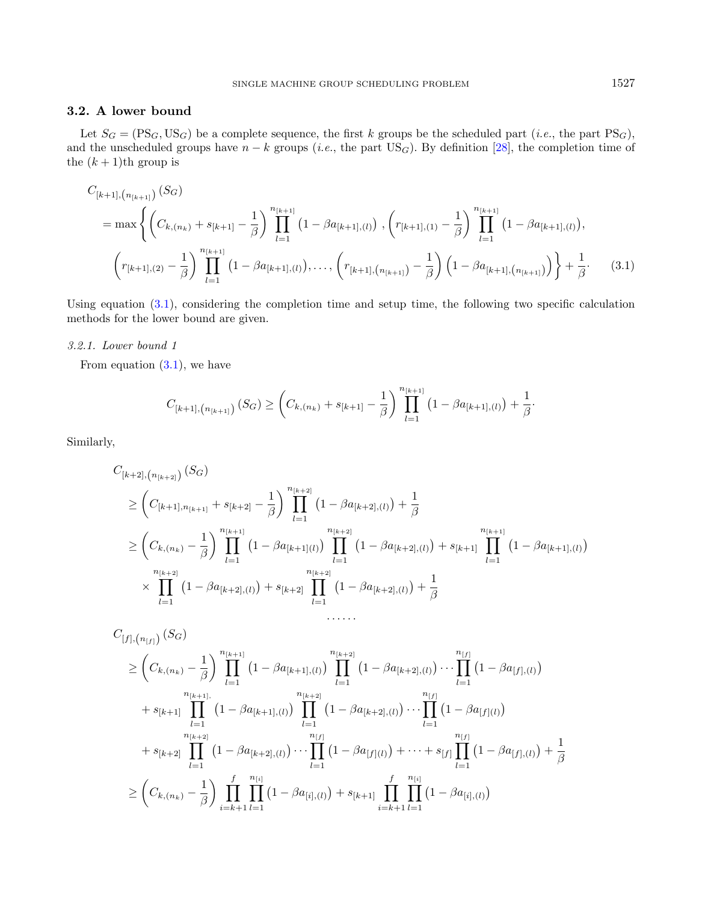### 3.2. A lower bound

Let $S_G = (\mathrm{PS}_G, \mathrm{US}_G)$ be a complete sequence, the first $k$ groups be the scheduled part (*i.e.*, the part $\mathrm{PS}_G$), and the unscheduled groups have $n-k$ groups (*i.e.*, the part $\mathrm{US}_G$). By definition [28], the completion time of the $(k+1)$th group is

$$
\begin{aligned}
&C_{[k+1],\left(n_{[k+1]}\right)}(S_G) \\
&= \max\left\{\left(C_{k,(n_k)} + s_{[k+1]} - \frac{1}{\beta}\right)\prod_{l=1}^{n_{[k+1]}}\left(1-\beta a_{[k+1],(l)}\right), \left(r_{[k+1],(1)} - \frac{1}{\beta}\right)\prod_{l=1}^{n_{[k+1]}}\left(1-\beta a_{[k+1],(l)}\right),\right. \\
&\left.\left(r_{[k+1],(2)} - \frac{1}{\beta}\right)\prod_{l=1}^{n_{[k+1]}}\left(1-\beta a_{[k+1],(l)}\right), \ldots, \left(r_{[k+1],\left(n_{[k+1]}\right)} - \frac{1}{\beta}\right)\left(1-\beta a_{[k+1],\left(n_{[k+1]}\right)}\right)\right\} + \frac{1}{\beta}. \qquad (3.1)
\end{aligned}
$$

Using equation (3.1), considering the completion time and setup time, the following two specific calculation methods for the lower bound are given.

#### 3.2.1. Lower bound 1

From equation (3.1), we have

$$
C_{[k+1],\left(n_{[k+1]}\right)}(S_G) \geq \left(C_{k,(n_k)} + s_{[k+1]} - \frac{1}{\beta}\right)\prod_{l=1}^{n_{[k+1]}}\left(1-\beta a_{[k+1],(l)}\right) + \frac{1}{\beta}.
$$

Similarly,

$$
\begin{aligned}
&C_{[k+2],\left(n_{[k+2]}\right)}(S_G) \\
&\geq \left(C_{[k+1],n_{[k+1]}} + s_{[k+2]} - \frac{1}{\beta}\right)\prod_{l=1}^{n_{[k+2]}}\left(1-\beta a_{[k+2],(l)}\right) + \frac{1}{\beta} \\
&\geq \left(C_{k,(n_k)} - \frac{1}{\beta}\right)\prod_{l=1}^{n_{[k+1]}}\left(1-\beta a_{[k+1](l)}\right)\prod_{l=1}^{n_{[k+2]}}\left(1-\beta a_{[k+2],(l)}\right) + s_{[k+1]}\prod_{l=1}^{n_{[k+1]}}\left(1-\beta a_{[k+1],(l)}\right) \\
&\quad \times \prod_{l=1}^{n_{[k+2]}}\left(1-\beta a_{[k+2],(l)}\right) + s_{[k+2]}\prod_{l=1}^{n_{[k+2]}}\left(1-\beta a_{[k+2],(l)}\right) + \frac{1}{\beta} \\
&\qquad\qquad \cdots\cdots
\end{aligned}
$$

$$
\begin{aligned}
&C_{[f],\left(n_{[f]}\right)}(S_G) \\
&\geq \left(C_{k,(n_k)} - \frac{1}{\beta}\right)\prod_{l=1}^{n_{[k+1]}}\left(1-\beta a_{[k+1],(l)}\right)\prod_{l=1}^{n_{[k+2]}}\left(1-\beta a_{[k+2],(l)}\right)\cdots\prod_{l=1}^{n_{[f]}}\left(1-\beta a_{[f],(l)}\right) \\
&\quad + s_{[k+1]}\prod_{l=1}^{n_{[k+1]}}\left(1-\beta a_{[k+1],(l)}\right)\prod_{l=1}^{n_{[k+2]}}\left(1-\beta a_{[k+2],(l)}\right)\cdots\prod_{l=1}^{n_{[f]}}\left(1-\beta a_{[f](l)}\right) \\
&\quad + s_{[k+2]}\prod_{l=1}^{n_{[k+2]}}\left(1-\beta a_{[k+2],(l)}\right)\cdots\prod_{l=1}^{n_{[f]}}\left(1-\beta a_{[f](l)}\right) + \cdots + s_{[f]}\prod_{l=1}^{n_{[f]}}\left(1-\beta a_{[f],(l)}\right) + \frac{1}{\beta} \\
&\geq \left(C_{k,(n_k)} - \frac{1}{\beta}\right)\prod_{i=k+1}^{f}\prod_{l=1}^{n_{[i]}}\left(1-\beta a_{[i],(l)}\right) + s_{[k+1]}\prod_{i=k+1}^{f}\prod_{l=1}^{n_{[i]}}\left(1-\beta a_{[i],(l)}\right)
\end{aligned}
$$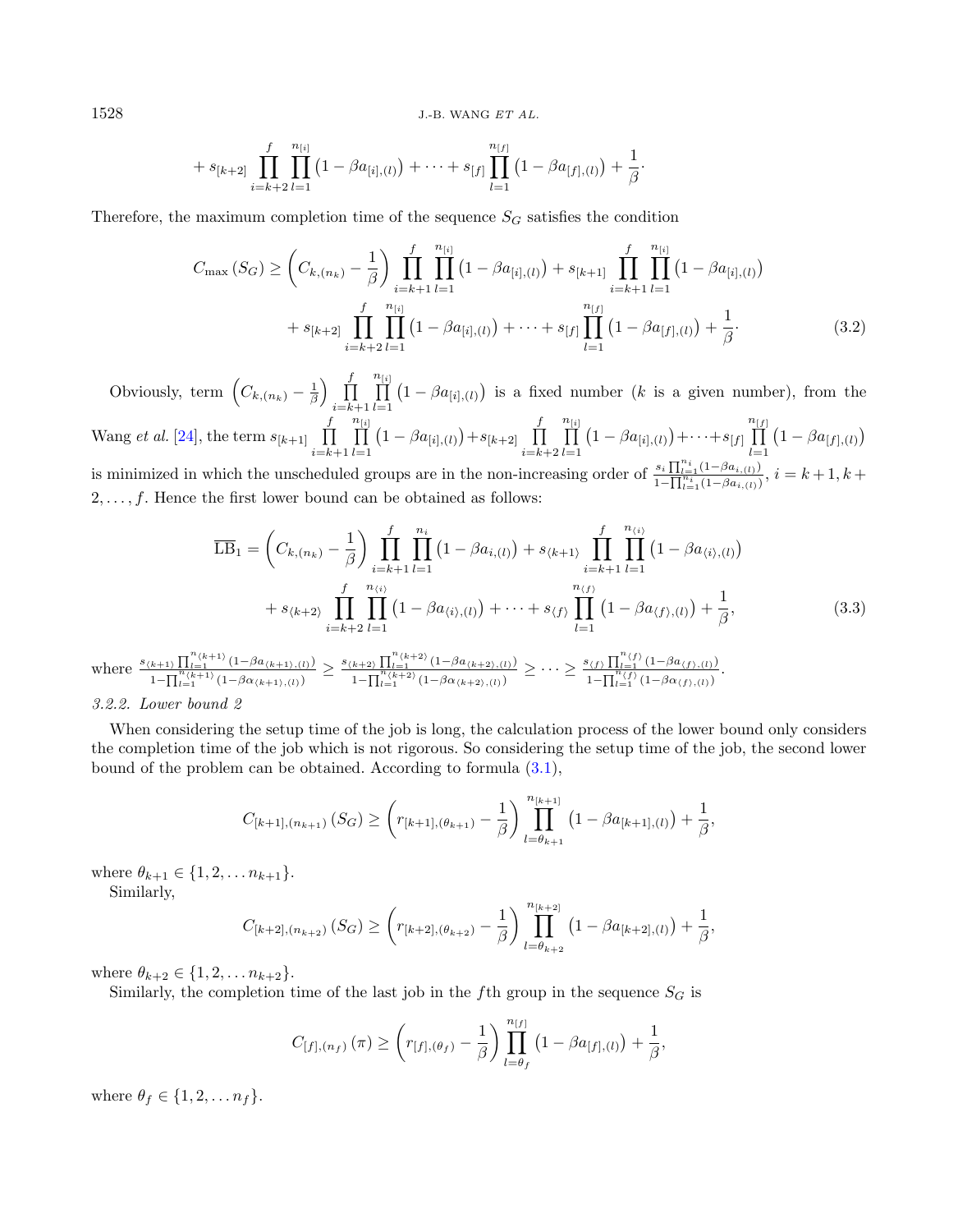$$+ s_{[k+2]} \prod_{i=k+2}^{f} \prod_{l=1}^{n_{[i]}} \left(1 - \beta a_{[i],(l)}\right) + \cdots + s_{[f]} \prod_{l=1}^{n_{[f]}} \left(1 - \beta a_{[f],(l)}\right) + \frac{1}{\beta}.$$

Therefore, the maximum completion time of the sequence $S_G$ satisfies the condition

$$C_{\max}(S_G) \geq \left(C_{k,(n_k)} - \frac{1}{\beta}\right) \prod_{i=k+1}^{f} \prod_{l=1}^{n_{[i]}} \left(1 - \beta a_{[i],(l)}\right) + s_{[k+1]} \prod_{i=k+1}^{f} \prod_{l=1}^{n_{[i]}} \left(1 - \beta a_{[i],(l)}\right)$$
$$+ s_{[k+2]} \prod_{i=k+2}^{f} \prod_{l=1}^{n_{[i]}} \left(1 - \beta a_{[i],(l)}\right) + \cdots + s_{[f]} \prod_{l=1}^{n_{[f]}} \left(1 - \beta a_{[f],(l)}\right) + \frac{1}{\beta}. \tag{3.2}$$

Obviously, term $\left(C_{k,(n_k)} - \frac{1}{\beta}\right) \prod_{i=k+1}^{f} \prod_{l=1}^{n_{[i]}} \left(1 - \beta a_{[i],(l)}\right)$ is a fixed number ($k$ is a given number), from the Wang *et al.* [24], the term $s_{[k+1]} \prod_{i=k+1}^{f} \prod_{l=1}^{n_{[i]}} \left(1 - \beta a_{[i],(l)}\right) + s_{[k+2]} \prod_{i=k+2}^{f} \prod_{l=1}^{n_{[i]}} \left(1 - \beta a_{[i],(l)}\right) + \cdots + s_{[f]} \prod_{l=1}^{n_{[f]}} \left(1 - \beta a_{[f],(l)}\right)$ is minimized in which the unscheduled groups are in the non-increasing order of $\frac{s_i \prod_{l=1}^{n_i}(1-\beta a_{i,(l)})}{1-\prod_{l=1}^{n_i}(1-\beta a_{i,(l)})}$, $i = k+1, k+2, \ldots, f$. Hence the first lower bound can be obtained as follows:

$$\overline{\text{LB}}_1 = \left(C_{k,(n_k)} - \frac{1}{\beta}\right) \prod_{i=k+1}^{f} \prod_{l=1}^{n_i} \left(1 - \beta a_{i,(l)}\right) + s_{\langle k+1\rangle} \prod_{i=k+1}^{f} \prod_{l=1}^{n_{\langle i\rangle}} \left(1 - \beta a_{\langle i\rangle,(l)}\right)$$
$$+ s_{\langle k+2\rangle} \prod_{i=k+2}^{f} \prod_{l=1}^{n_{\langle i\rangle}} \left(1 - \beta a_{\langle i\rangle,(l)}\right) + \cdots + s_{\langle f\rangle} \prod_{l=1}^{n_{\langle f\rangle}} \left(1 - \beta a_{\langle f\rangle,(l)}\right) + \frac{1}{\beta}, \tag{3.3}$$

where $\frac{s_{\langle k+1\rangle} \prod_{l=1}^{n_{\langle k+1\rangle}}(1-\beta a_{\langle k+1\rangle,(l)})}{1-\prod_{l=1}^{n_{\langle k+1\rangle}}(1-\beta \alpha_{\langle k+1\rangle,(l)})} \geq \frac{s_{\langle k+2\rangle} \prod_{l=1}^{n_{\langle k+2\rangle}}(1-\beta a_{\langle k+2\rangle,(l)})}{1-\prod_{l=1}^{n_{\langle k+2\rangle}}(1-\beta \alpha_{\langle k+2\rangle,(l)})} \geq \cdots \geq \frac{s_{\langle f\rangle} \prod_{l=1}^{n_{\langle f\rangle}}(1-\beta a_{\langle f\rangle,(l)})}{1-\prod_{l=1}^{n_{\langle f\rangle}}(1-\beta \alpha_{\langle f\rangle,(l)})}$.

### 3.2.2. Lower bound 2

When considering the setup time of the job is long, the calculation process of the lower bound only considers the completion time of the job which is not rigorous. So considering the setup time of the job, the second lower bound of the problem can be obtained. According to formula (3.1),

$$C_{[k+1],(n_{k+1})}(S_G) \geq \left(r_{[k+1],(\theta_{k+1})} - \frac{1}{\beta}\right) \prod_{l=\theta_{k+1}}^{n_{[k+1]}} \left(1 - \beta a_{[k+1],(l)}\right) + \frac{1}{\beta},$$

where $\theta_{k+1} \in \{1, 2, \ldots n_{k+1}\}$.

Similarly,

$$C_{[k+2],(n_{k+2})}(S_G) \geq \left(r_{[k+2],(\theta_{k+2})} - \frac{1}{\beta}\right) \prod_{l=\theta_{k+2}}^{n_{[k+2]}} \left(1 - \beta a_{[k+2],(l)}\right) + \frac{1}{\beta},$$

where $\theta_{k+2} \in \{1, 2, \ldots n_{k+2}\}$.

Similarly, the completion time of the last job in the $f$th group in the sequence $S_G$ is

$$C_{[f],(n_f)}(\pi) \geq \left(r_{[f],(\theta_f)} - \frac{1}{\beta}\right) \prod_{l=\theta_f}^{n_{[f]}} \left(1 - \beta a_{[f],(l)}\right) + \frac{1}{\beta},$$

where $\theta_f \in \{1, 2, \ldots n_f\}$.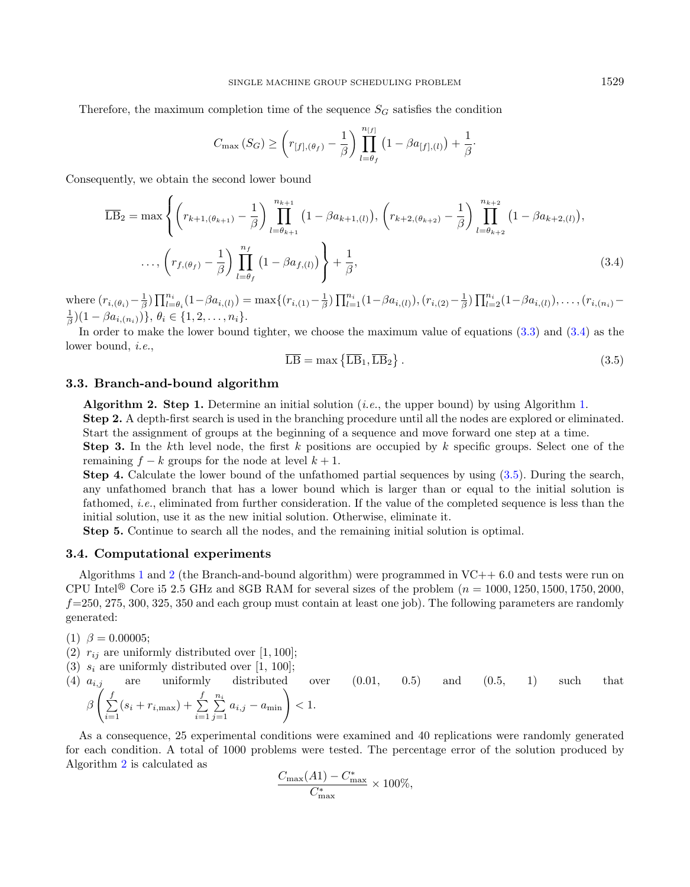Therefore, the maximum completion time of the sequence $S_G$ satisfies the condition

$$C_{\max}\left(S_G\right) \geq \left(r_{[f],(\theta_f)} - \frac{1}{\beta}\right) \prod_{l=\theta_f}^{n_{[f]}} \left(1 - \beta a_{[f],(l)}\right) + \frac{1}{\beta}.$$

Consequently, we obtain the second lower bound

$$\overline{\mathrm{LB}}_2 = \max\left\{ \left(r_{k+1,(\theta_{k+1})} - \frac{1}{\beta}\right) \prod_{l=\theta_{k+1}}^{n_{k+1}} \left(1 - \beta a_{k+1,(l)}\right), \left(r_{k+2,(\theta_{k+2})} - \frac{1}{\beta}\right) \prod_{l=\theta_{k+2}}^{n_{k+2}} \left(1 - \beta a_{k+2,(l)}\right), \right.$$
$$\left. \ldots, \left(r_{f,(\theta_f)} - \frac{1}{\beta}\right) \prod_{l=\theta_f}^{n_f} \left(1 - \beta a_{f,(l)}\right) \right\} + \frac{1}{\beta}, \tag{3.4}$$

where $(r_{i,(\theta_i)} - \frac{1}{\beta}) \prod_{l=\theta_i}^{n_i} (1 - \beta a_{i,(l)}) = \max\{(r_{i,(1)} - \frac{1}{\beta}) \prod_{l=1}^{n_i} (1 - \beta a_{i,(l)}), (r_{i,(2)} - \frac{1}{\beta}) \prod_{l=2}^{n_i} (1 - \beta a_{i,(l)}), \ldots, (r_{i,(n_i)} - \frac{1}{\beta})(1 - \beta a_{i,(n_i)})\}$, $\theta_i \in \{1, 2, \ldots, n_i\}$.

In order to make the lower bound tighter, we choose the maximum value of equations (3.3) and (3.4) as the lower bound, *i.e.*,

$$\overline{\mathrm{LB}} = \max\left\{\overline{\mathrm{LB}}_1, \overline{\mathrm{LB}}_2\right\}. \tag{3.5}$$

### 3.3. Branch-and-bound algorithm

**Algorithm 2. Step 1.** Determine an initial solution (*i.e.*, the upper bound) by using Algorithm 1.

**Step 2.** A depth-first search is used in the branching procedure until all the nodes are explored or eliminated. Start the assignment of groups at the beginning of a sequence and move forward one step at a time.

**Step 3.** In the $k$th level node, the first $k$ positions are occupied by $k$ specific groups. Select one of the remaining $f - k$ groups for the node at level $k + 1$.

**Step 4.** Calculate the lower bound of the unfathomed partial sequences by using (3.5). During the search, any unfathomed branch that has a lower bound which is larger than or equal to the initial solution is fathomed, *i.e.*, eliminated from further consideration. If the value of the completed sequence is less than the initial solution, use it as the new initial solution. Otherwise, eliminate it.

**Step 5.** Continue to search all the nodes, and the remaining initial solution is optimal.

### 3.4. Computational experiments

Algorithms 1 and 2 (the Branch-and-bound algorithm) were programmed in VC++ 6.0 and tests were run on CPU Intel® Core i5 2.5 GHz and 8GB RAM for several sizes of the problem ($n = 1000, 1250, 1500, 1750, 2000$, $f$=250, 275, 300, 325, 350 and each group must contain at least one job). The following parameters are randomly generated:

(1) $\beta = 0.00005$;
(2) $r_{ij}$ are uniformly distributed over $[1, 100]$;
(3) $s_i$ are uniformly distributed over $[1, 100]$;
(4) $a_{i,j}$ are uniformly distributed over $(0.01, 0.5)$ and $(0.5, 1)$ such that $\beta\left(\sum_{i=1}^{f}(s_i + r_{i,\max}) + \sum_{i=1}^{f}\sum_{j=1}^{n_i} a_{i,j} - a_{\min}\right) < 1$.

As a consequence, 25 experimental conditions were examined and 40 replications were randomly generated for each condition. A total of 1000 problems were tested. The percentage error of the solution produced by Algorithm 2 is calculated as

$$\frac{C_{\max}(A1) - C^*_{\max}}{C^*_{\max}} \times 100\%,$$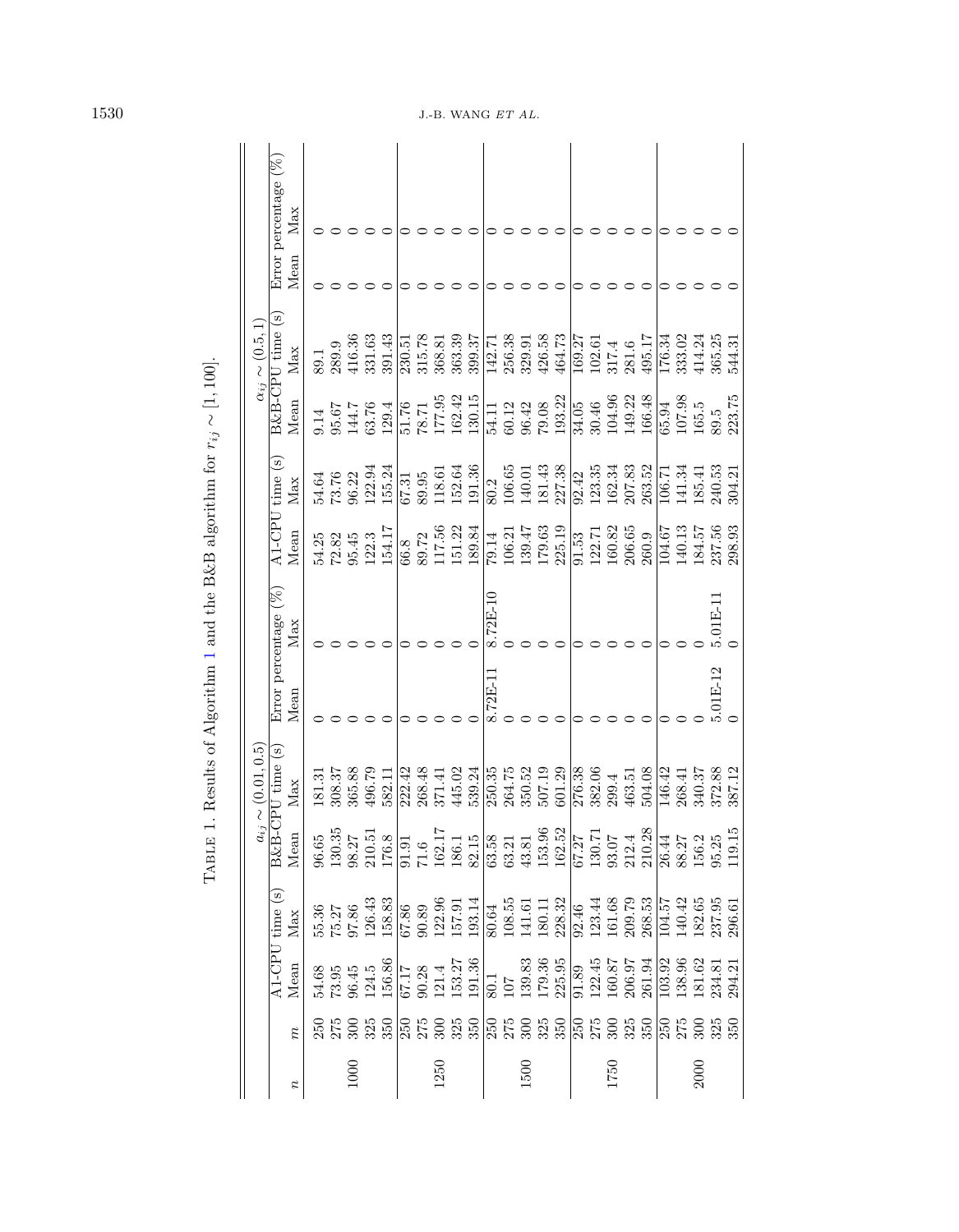Table 1. Results of Algorithm 1 and the B&B algorithm for $r_{ij} \sim [1, 100]$.

| | | $a_{ij} \sim (0.01, 0.5)$ | | | | | | $\alpha_{ij} \sim (0.5, 1)$ | | | | | |
|---|---|---|---|---|---|---|---|---|---|---|---|---|---|
| | | A1-CPU time (s) | | B&B-CPU time (s) | | Error percentage (%) | | A1-CPU time (s) | | B&B-CPU time (s) | | Error percentage (%) | |
| $n$ | $m$ | Mean | Max | Mean | Max | Mean | Max | Mean | Max | Mean | Max | Mean | Max |
| 1000 | 250 | 54.68 | 55.36 | 96.65 | 181.31 | 0 | 0 | 54.25 | 54.64 | 9.14 | 89.1 | 0 | 0 |
| | 275 | 73.95 | 75.27 | 130.35 | 308.37 | 0 | 0 | 72.82 | 73.76 | 95.67 | 289.9 | 0 | 0 |
| | 300 | 96.45 | 97.86 | 98.27 | 365.88 | 0 | 0 | 95.45 | 96.22 | 144.7 | 416.36 | 0 | 0 |
| | 325 | 124.5 | 126.43 | 210.51 | 496.79 | 0 | 0 | 122.3 | 122.94 | 63.76 | 331.63 | 0 | 0 |
| | 350 | 156.86 | 158.83 | 176.8 | 582.11 | 0 | 0 | 154.17 | 155.24 | 129.4 | 391.43 | 0 | 0 |
| 1250 | 250 | 67.17 | 67.86 | 91.91 | 222.42 | 0 | 0 | 66.8 | 67.31 | 51.76 | 230.51 | 0 | 0 |
| | 275 | 90.28 | 90.89 | 71.6 | 268.48 | 0 | 0 | 89.72 | 89.95 | 78.71 | 315.78 | 0 | 0 |
| | 300 | 121.4 | 122.96 | 162.17 | 371.41 | 0 | 0 | 117.56 | 118.61 | 177.95 | 368.81 | 0 | 0 |
| | 325 | 153.27 | 157.91 | 186.1 | 445.02 | 0 | 0 | 151.22 | 152.64 | 162.42 | 363.39 | 0 | 0 |
| | 350 | 191.36 | 193.14 | 82.15 | 539.24 | 0 | 0 | 189.84 | 191.36 | 130.15 | 399.37 | 0 | 0 |
| 1500 | 250 | 80.1 | 80.64 | 63.58 | 250.35 | 8.72E-11 | 8.72E-10 | 79.14 | 80.2 | 54.11 | 142.71 | 0 | 0 |
| | 275 | 107 | 108.55 | 63.21 | 264.75 | 0 | 0 | 106.21 | 106.65 | 60.12 | 256.38 | 0 | 0 |
| | 300 | 139.83 | 141.61 | 43.81 | 350.52 | 0 | 0 | 139.47 | 140.01 | 96.42 | 329.91 | 0 | 0 |
| | 325 | 179.36 | 180.11 | 153.96 | 507.19 | 0 | 0 | 179.63 | 181.43 | 79.08 | 426.58 | 0 | 0 |
| | 350 | 225.95 | 228.32 | 162.52 | 601.29 | 0 | 0 | 225.19 | 227.38 | 193.22 | 464.73 | 0 | 0 |
| 1750 | 250 | 91.89 | 92.46 | 67.27 | 276.38 | 0 | 0 | 91.53 | 92.42 | 34.05 | 169.27 | 0 | 0 |
| | 275 | 122.45 | 123.44 | 130.71 | 382.06 | 0 | 0 | 122.71 | 123.35 | 30.46 | 102.61 | 0 | 0 |
| | 300 | 160.87 | 161.68 | 93.07 | 299.4 | 0 | 0 | 160.82 | 162.34 | 104.96 | 317.4 | 0 | 0 |
| | 325 | 206.97 | 209.79 | 212.4 | 463.51 | 0 | 0 | 206.65 | 207.83 | 149.22 | 281.6 | 0 | 0 |
| | 350 | 261.94 | 268.53 | 210.28 | 504.08 | 0 | 0 | 260.9 | 263.52 | 166.48 | 495.17 | 0 | 0 |
| 2000 | 250 | 103.92 | 104.57 | 26.44 | 146.42 | 0 | 0 | 104.67 | 106.71 | 65.94 | 176.34 | 0 | 0 |
| | 275 | 138.96 | 140.42 | 88.27 | 268.41 | 0 | 0 | 140.13 | 141.34 | 107.98 | 333.02 | 0 | 0 |
| | 300 | 181.62 | 182.65 | 156.2 | 340.37 | 0 | 0 | 184.57 | 185.41 | 165.5 | 414.24 | 0 | 0 |
| | 325 | 234.81 | 237.95 | 95.25 | 372.88 | 5.01E-12 | 5.01E-11 | 237.56 | 240.53 | 89.5 | 365.25 | 0 | 0 |
| | 350 | 294.21 | 296.61 | 119.15 | 387.12 | 0 | 0 | 298.93 | 304.21 | 223.75 | 544.31 | 0 | 0 |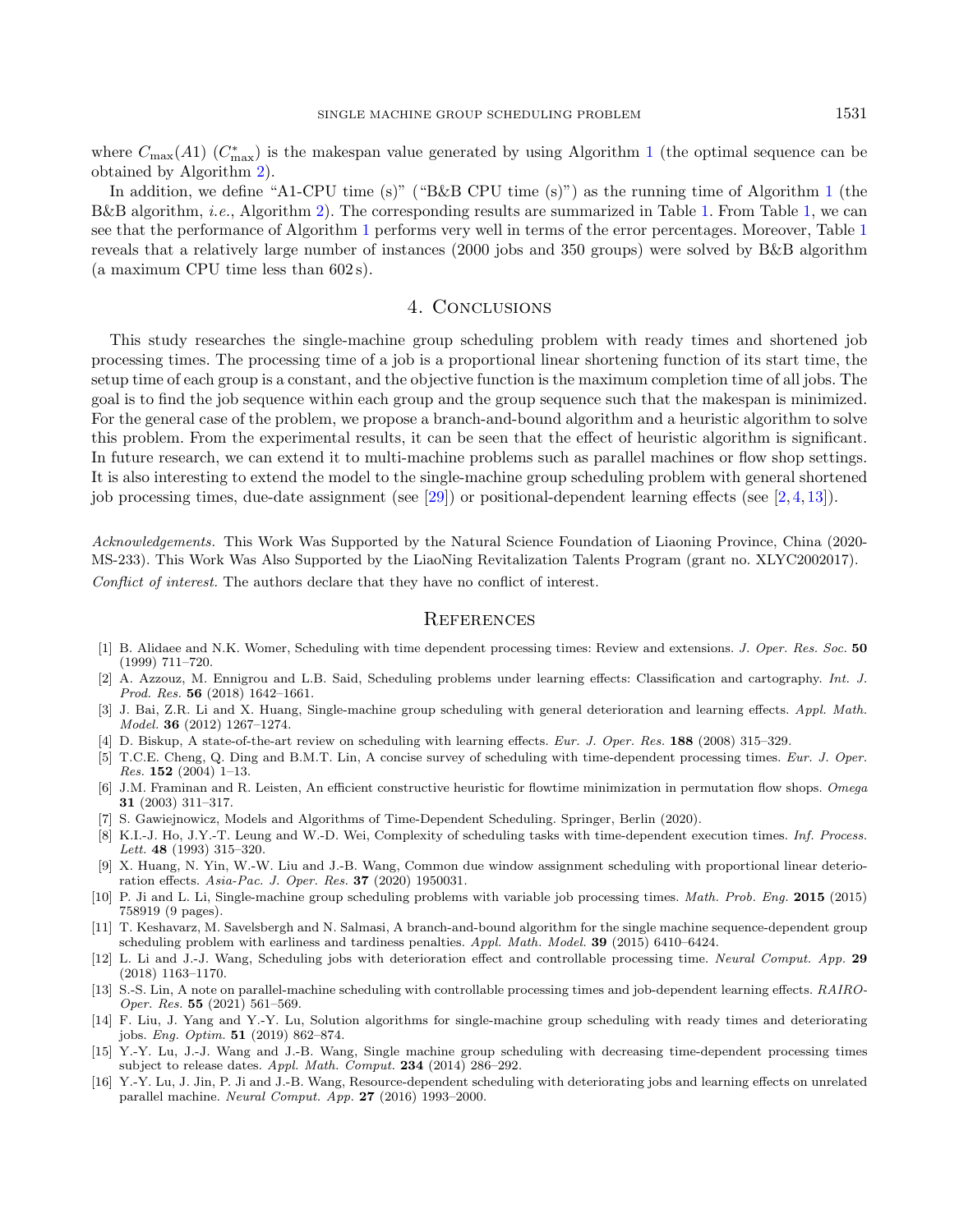where $C_{\max}(A1)$ ($C^*_{\max}$) is the makespan value generated by using Algorithm 1 (the optimal sequence can be obtained by Algorithm 2).

In addition, we define "A1-CPU time (s)" ("B&B CPU time (s)") as the running time of Algorithm 1 (the B&B algorithm, *i.e.*, Algorithm 2). The corresponding results are summarized in Table 1. From Table 1, we can see that the performance of Algorithm 1 performs very well in terms of the error percentages. Moreover, Table 1 reveals that a relatively large number of instances (2000 jobs and 350 groups) were solved by B&B algorithm (a maximum CPU time less than 602 s).

## 4. Conclusions

This study researches the single-machine group scheduling problem with ready times and shortened job processing times. The processing time of a job is a proportional linear shortening function of its start time, the setup time of each group is a constant, and the objective function is the maximum completion time of all jobs. The goal is to find the job sequence within each group and the group sequence such that the makespan is minimized. For the general case of the problem, we propose a branch-and-bound algorithm and a heuristic algorithm to solve this problem. From the experimental results, it can be seen that the effect of heuristic algorithm is significant. In future research, we can extend it to multi-machine problems such as parallel machines or flow shop settings. It is also interesting to extend the model to the single-machine group scheduling problem with general shortened job processing times, due-date assignment (see [29]) or positional-dependent learning effects (see [2, 4, 13]).

*Acknowledgements.* This Work Was Supported by the Natural Science Foundation of Liaoning Province, China (2020-MS-233). This Work Was Also Supported by the LiaoNing Revitalization Talents Program (grant no. XLYC2002017).

*Conflict of interest.* The authors declare that they have no conflict of interest.

## References

[1] B. Alidaee and N.K. Womer, Scheduling with time dependent processing times: Review and extensions. *J. Oper. Res. Soc.* **50** (1999) 711–720.

[2] A. Azzouz, M. Ennigrou and L.B. Said, Scheduling problems under learning effects: Classification and cartography. *Int. J. Prod. Res.* **56** (2018) 1642–1661.

[3] J. Bai, Z.R. Li and X. Huang, Single-machine group scheduling with general deterioration and learning effects. *Appl. Math. Model.* **36** (2012) 1267–1274.

[4] D. Biskup, A state-of-the-art review on scheduling with learning effects. *Eur. J. Oper. Res.* **188** (2008) 315–329.

[5] T.C.E. Cheng, Q. Ding and B.M.T. Lin, A concise survey of scheduling with time-dependent processing times. *Eur. J. Oper. Res.* **152** (2004) 1–13.

[6] J.M. Framinan and R. Leisten, An efficient constructive heuristic for flowtime minimization in permutation flow shops. *Omega* **31** (2003) 311–317.

[7] S. Gawiejnowicz, Models and Algorithms of Time-Dependent Scheduling. Springer, Berlin (2020).

[8] K.I.-J. Ho, J.Y.-T. Leung and W.-D. Wei, Complexity of scheduling tasks with time-dependent execution times. *Inf. Process. Lett.* **48** (1993) 315–320.

[9] X. Huang, N. Yin, W.-W. Liu and J.-B. Wang, Common due window assignment scheduling with proportional linear deterioration effects. *Asia-Pac. J. Oper. Res.* **37** (2020) 1950031.

[10] P. Ji and L. Li, Single-machine group scheduling problems with variable job processing times. *Math. Prob. Eng.* **2015** (2015) 758919 (9 pages).

[11] T. Keshavarz, M. Savelsbergh and N. Salmasi, A branch-and-bound algorithm for the single machine sequence-dependent group scheduling problem with earliness and tardiness penalties. *Appl. Math. Model.* **39** (2015) 6410–6424.

[12] L. Li and J.-J. Wang, Scheduling jobs with deterioration effect and controllable processing time. *Neural Comput. App.* **29** (2018) 1163–1170.

[13] S.-S. Lin, A note on parallel-machine scheduling with controllable processing times and job-dependent learning effects. *RAIRO-Oper. Res.* **55** (2021) 561–569.

[14] F. Liu, J. Yang and Y.-Y. Lu, Solution algorithms for single-machine group scheduling with ready times and deteriorating jobs. *Eng. Optim.* **51** (2019) 862–874.

[15] Y.-Y. Lu, J.-J. Wang and J.-B. Wang, Single machine group scheduling with decreasing time-dependent processing times subject to release dates. *Appl. Math. Comput.* **234** (2014) 286–292.

[16] Y.-Y. Lu, J. Jin, P. Ji and J.-B. Wang, Resource-dependent scheduling with deteriorating jobs and learning effects on unrelated parallel machine. *Neural Comput. App.* **27** (2016) 1993–2000.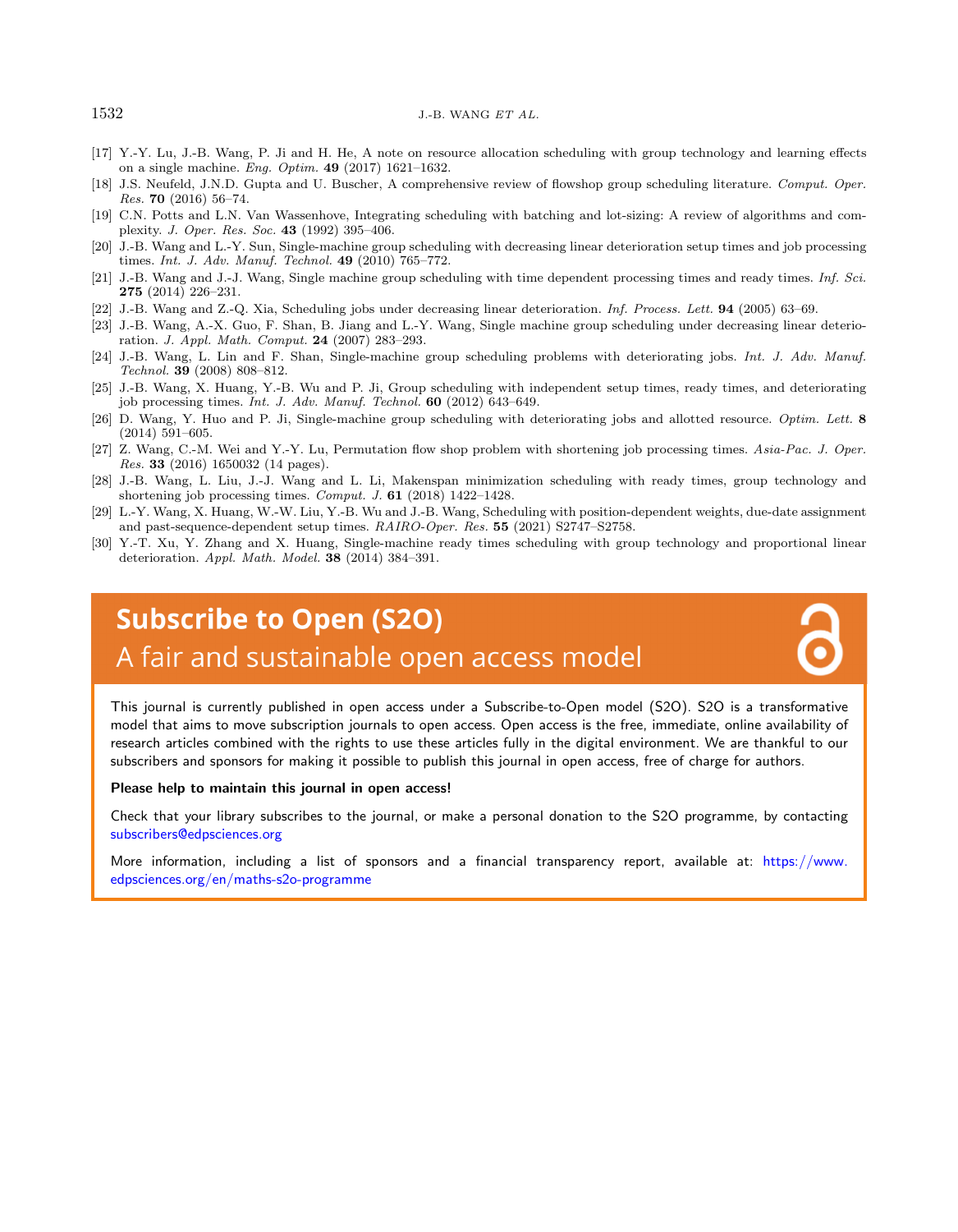[17] Y.-Y. Lu, J.-B. Wang, P. Ji and H. He, A note on resource allocation scheduling with group technology and learning effects on a single machine. *Eng. Optim.* **49** (2017) 1621–1632.

[18] J.S. Neufeld, J.N.D. Gupta and U. Buscher, A comprehensive review of flowshop group scheduling literature. *Comput. Oper. Res.* **70** (2016) 56–74.

[19] C.N. Potts and L.N. Van Wassenhove, Integrating scheduling with batching and lot-sizing: A review of algorithms and complexity. *J. Oper. Res. Soc.* **43** (1992) 395–406.

[20] J.-B. Wang and L.-Y. Sun, Single-machine group scheduling with decreasing linear deterioration setup times and job processing times. *Int. J. Adv. Manuf. Technol.* **49** (2010) 765–772.

[21] J.-B. Wang and J.-J. Wang, Single machine group scheduling with time dependent processing times and ready times. *Inf. Sci.* **275** (2014) 226–231.

[22] J.-B. Wang and Z.-Q. Xia, Scheduling jobs under decreasing linear deterioration. *Inf. Process. Lett.* **94** (2005) 63–69.

[23] J.-B. Wang, A.-X. Guo, F. Shan, B. Jiang and L.-Y. Wang, Single machine group scheduling under decreasing linear deterioration. *J. Appl. Math. Comput.* **24** (2007) 283–293.

[24] J.-B. Wang, L. Lin and F. Shan, Single-machine group scheduling problems with deteriorating jobs. *Int. J. Adv. Manuf. Technol.* **39** (2008) 808–812.

[25] J.-B. Wang, X. Huang, Y.-B. Wu and P. Ji, Group scheduling with independent setup times, ready times, and deteriorating job processing times. *Int. J. Adv. Manuf. Technol.* **60** (2012) 643–649.

[26] D. Wang, Y. Huo and P. Ji, Single-machine group scheduling with deteriorating jobs and allotted resource. *Optim. Lett.* **8** (2014) 591–605.

[27] Z. Wang, C.-M. Wei and Y.-Y. Lu, Permutation flow shop problem with shortening job processing times. *Asia-Pac. J. Oper. Res.* **33** (2016) 1650032 (14 pages).

[28] J.-B. Wang, L. Liu, J.-J. Wang and L. Li, Makenspan minimization scheduling with ready times, group technology and shortening job processing times. *Comput. J.* **61** (2018) 1422–1428.

[29] L.-Y. Wang, X. Huang, W.-W. Liu, Y.-B. Wu and J.-B. Wang, Scheduling with position-dependent weights, due-date assignment and past-sequence-dependent setup times. *RAIRO-Oper. Res.* **55** (2021) S2747–S2758.

[30] Y.-T. Xu, Y. Zhang and X. Huang, Single-machine ready times scheduling with group technology and proportional linear deterioration. *Appl. Math. Model.* **38** (2014) 384–391.

## Subscribe to Open (S2O)

### A fair and sustainable open access model

This journal is currently published in open access under a Subscribe-to-Open model (S2O). S2O is a transformative model that aims to move subscription journals to open access. Open access is the free, immediate, online availability of research articles combined with the rights to use these articles fully in the digital environment. We are thankful to our subscribers and sponsors for making it possible to publish this journal in open access, free of charge for authors.

**Please help to maintain this journal in open access!**

Check that your library subscribes to the journal, or make a personal donation to the S2O programme, by contacting subscribers@edpsciences.org

More information, including a list of sponsors and a financial transparency report, available at: https://www.edpsciences.org/en/maths-s2o-programme